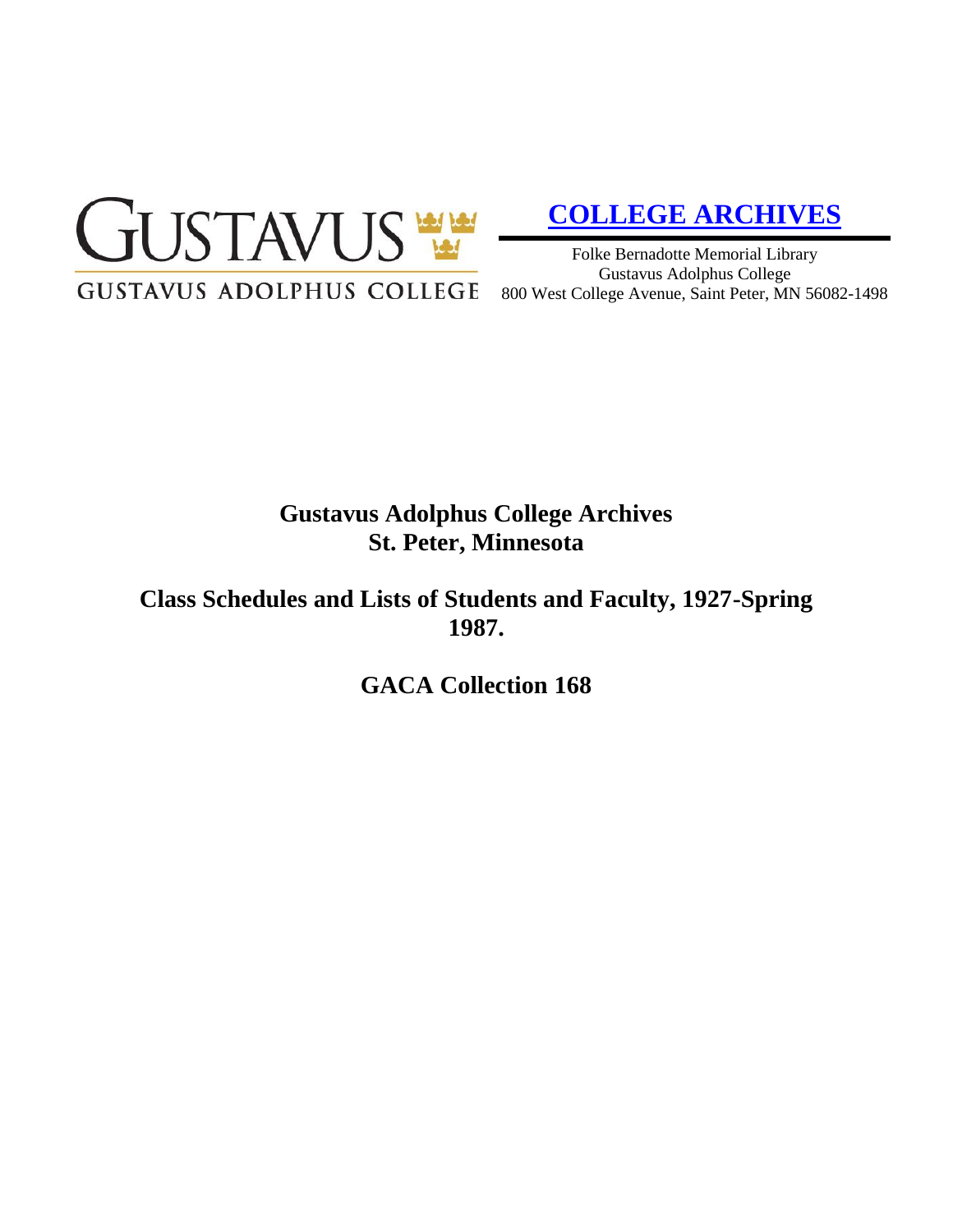GUSTAVUS

GUSTAVUS ADOLPHUS COLLEGE

**COLLEGE ARCHIVES**

Folke Bernadotte Memorial Library
Gustavus Adolphus College
800 West College Avenue, Saint Peter, MN 56082-1498

# Gustavus Adolphus College Archives
# St. Peter, Minnesota

## Class Schedules and Lists of Students and Faculty, 1927-Spring 1987.

## GACA Collection 168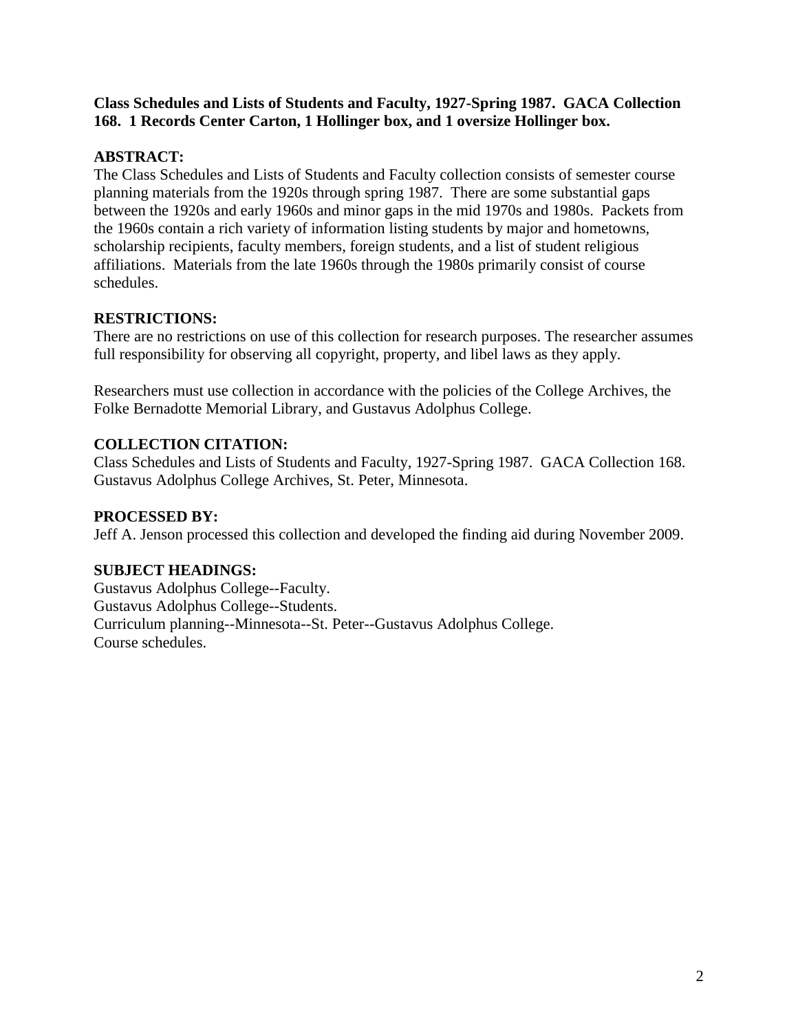**Class Schedules and Lists of Students and Faculty, 1927-Spring 1987. GACA Collection 168. 1 Records Center Carton, 1 Hollinger box, and 1 oversize Hollinger box.**

**ABSTRACT:**

The Class Schedules and Lists of Students and Faculty collection consists of semester course planning materials from the 1920s through spring 1987. There are some substantial gaps between the 1920s and early 1960s and minor gaps in the mid 1970s and 1980s. Packets from the 1960s contain a rich variety of information listing students by major and hometowns, scholarship recipients, faculty members, foreign students, and a list of student religious affiliations. Materials from the late 1960s through the 1980s primarily consist of course schedules.

**RESTRICTIONS:**

There are no restrictions on use of this collection for research purposes. The researcher assumes full responsibility for observing all copyright, property, and libel laws as they apply.

Researchers must use collection in accordance with the policies of the College Archives, the Folke Bernadotte Memorial Library, and Gustavus Adolphus College.

**COLLECTION CITATION:**

Class Schedules and Lists of Students and Faculty, 1927-Spring 1987. GACA Collection 168. Gustavus Adolphus College Archives, St. Peter, Minnesota.

**PROCESSED BY:**

Jeff A. Jenson processed this collection and developed the finding aid during November 2009.

**SUBJECT HEADINGS:**

Gustavus Adolphus College--Faculty.  
Gustavus Adolphus College--Students.  
Curriculum planning--Minnesota--St. Peter--Gustavus Adolphus College.  
Course schedules.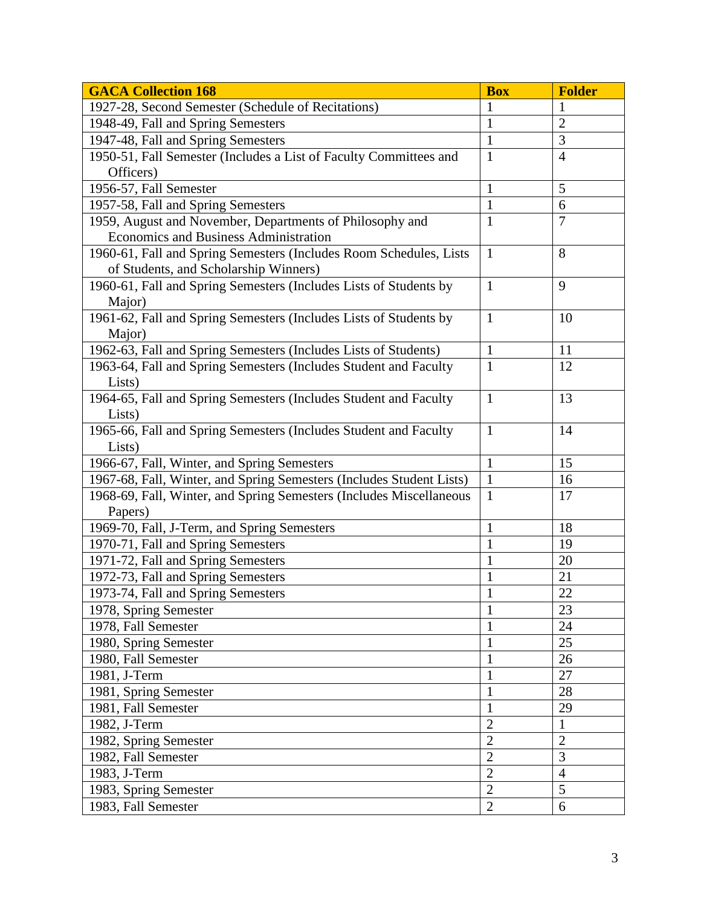| GACA Collection 168 | Box | Folder |
|---|---|---|
| 1927-28, Second Semester (Schedule of Recitations) | 1 | 1 |
| 1948-49, Fall and Spring Semesters | 1 | 2 |
| 1947-48, Fall and Spring Semesters | 1 | 3 |
| 1950-51, Fall Semester (Includes a List of Faculty Committees and Officers) | 1 | 4 |
| 1956-57, Fall Semester | 1 | 5 |
| 1957-58, Fall and Spring Semesters | 1 | 6 |
| 1959, August and November, Departments of Philosophy and Economics and Business Administration | 1 | 7 |
| 1960-61, Fall and Spring Semesters (Includes Room Schedules, Lists of Students, and Scholarship Winners) | 1 | 8 |
| 1960-61, Fall and Spring Semesters (Includes Lists of Students by Major) | 1 | 9 |
| 1961-62, Fall and Spring Semesters (Includes Lists of Students by Major) | 1 | 10 |
| 1962-63, Fall and Spring Semesters (Includes Lists of Students) | 1 | 11 |
| 1963-64, Fall and Spring Semesters (Includes Student and Faculty Lists) | 1 | 12 |
| 1964-65, Fall and Spring Semesters (Includes Student and Faculty Lists) | 1 | 13 |
| 1965-66, Fall and Spring Semesters (Includes Student and Faculty Lists) | 1 | 14 |
| 1966-67, Fall, Winter, and Spring Semesters | 1 | 15 |
| 1967-68, Fall, Winter, and Spring Semesters (Includes Student Lists) | 1 | 16 |
| 1968-69, Fall, Winter, and Spring Semesters (Includes Miscellaneous Papers) | 1 | 17 |
| 1969-70, Fall, J-Term, and Spring Semesters | 1 | 18 |
| 1970-71, Fall and Spring Semesters | 1 | 19 |
| 1971-72, Fall and Spring Semesters | 1 | 20 |
| 1972-73, Fall and Spring Semesters | 1 | 21 |
| 1973-74, Fall and Spring Semesters | 1 | 22 |
| 1978, Spring Semester | 1 | 23 |
| 1978, Fall Semester | 1 | 24 |
| 1980, Spring Semester | 1 | 25 |
| 1980, Fall Semester | 1 | 26 |
| 1981, J-Term | 1 | 27 |
| 1981, Spring Semester | 1 | 28 |
| 1981, Fall Semester | 1 | 29 |
| 1982, J-Term | 2 | 1 |
| 1982, Spring Semester | 2 | 2 |
| 1982, Fall Semester | 2 | 3 |
| 1983, J-Term | 2 | 4 |
| 1983, Spring Semester | 2 | 5 |
| 1983, Fall Semester | 2 | 6 |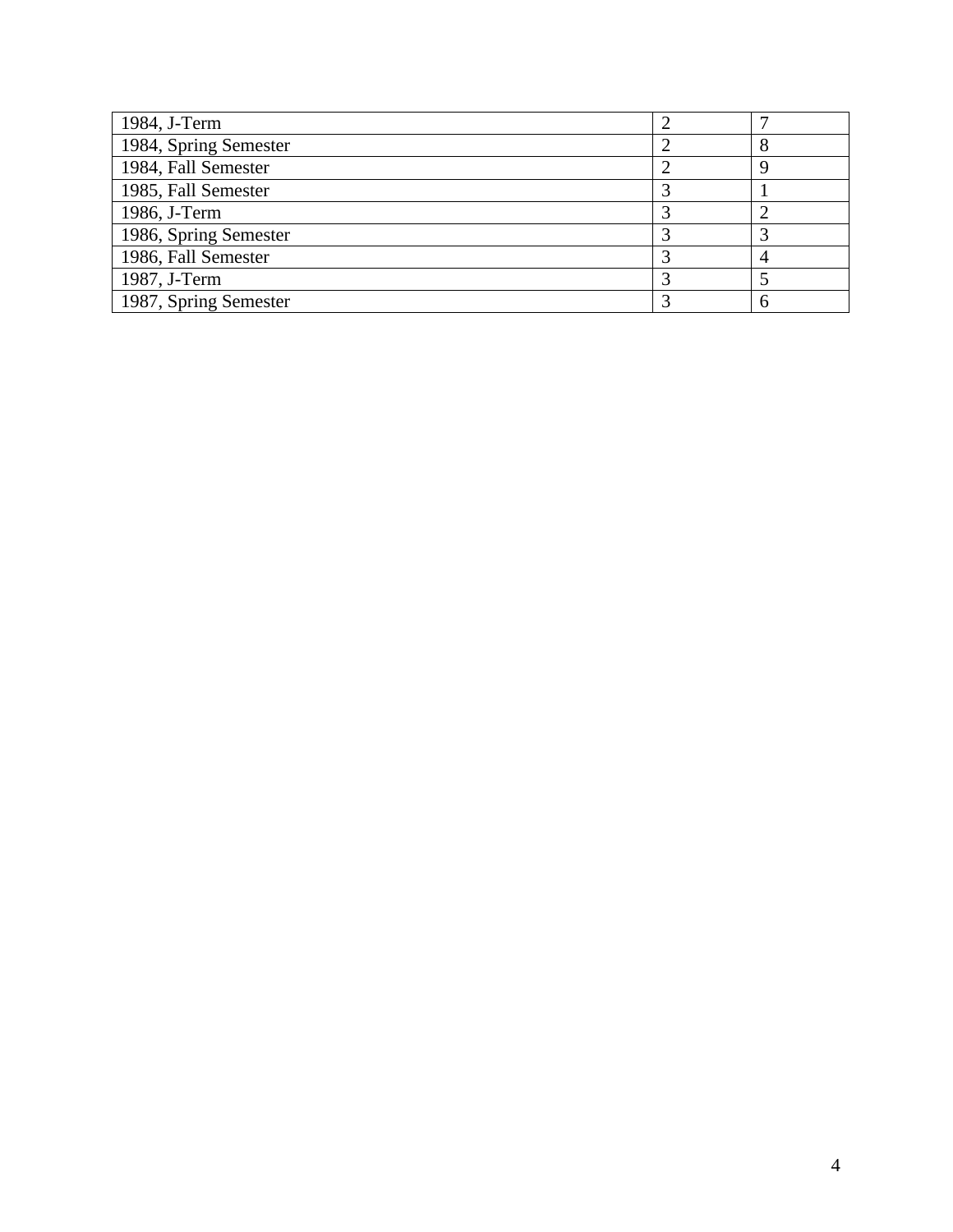| | | |
|---|---|---|
| 1984, J-Term | 2 | 7 |
| 1984, Spring Semester | 2 | 8 |
| 1984, Fall Semester | 2 | 9 |
| 1985, Fall Semester | 3 | 1 |
| 1986, J-Term | 3 | 2 |
| 1986, Spring Semester | 3 | 3 |
| 1986, Fall Semester | 3 | 4 |
| 1987, J-Term | 3 | 5 |
| 1987, Spring Semester | 3 | 6 |